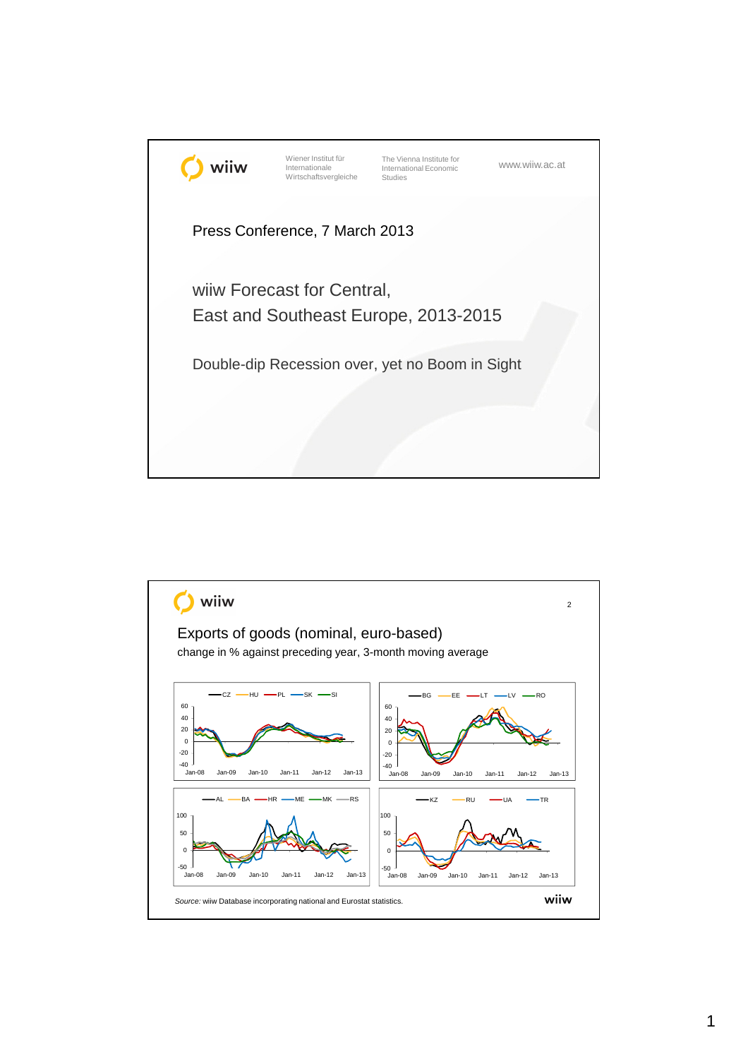wiiw

Wiener Institut für Internationale Wirtschaftsvergleiche

The Vienna Institute for International Economic Studies

www.wiiw.ac.at

Press Conference, 7 March 2013

# wiiw Forecast for Central, East and Southeast Europe, 2013-2015

## Double-dip Recession over, yet no Boom in Sight

---

wiiw

## Exports of goods (nominal, euro-based)

change in % against preceding year, 3-month moving average

*Source:* wiiw Database incorporating national and Eurostat statistics.

wiiw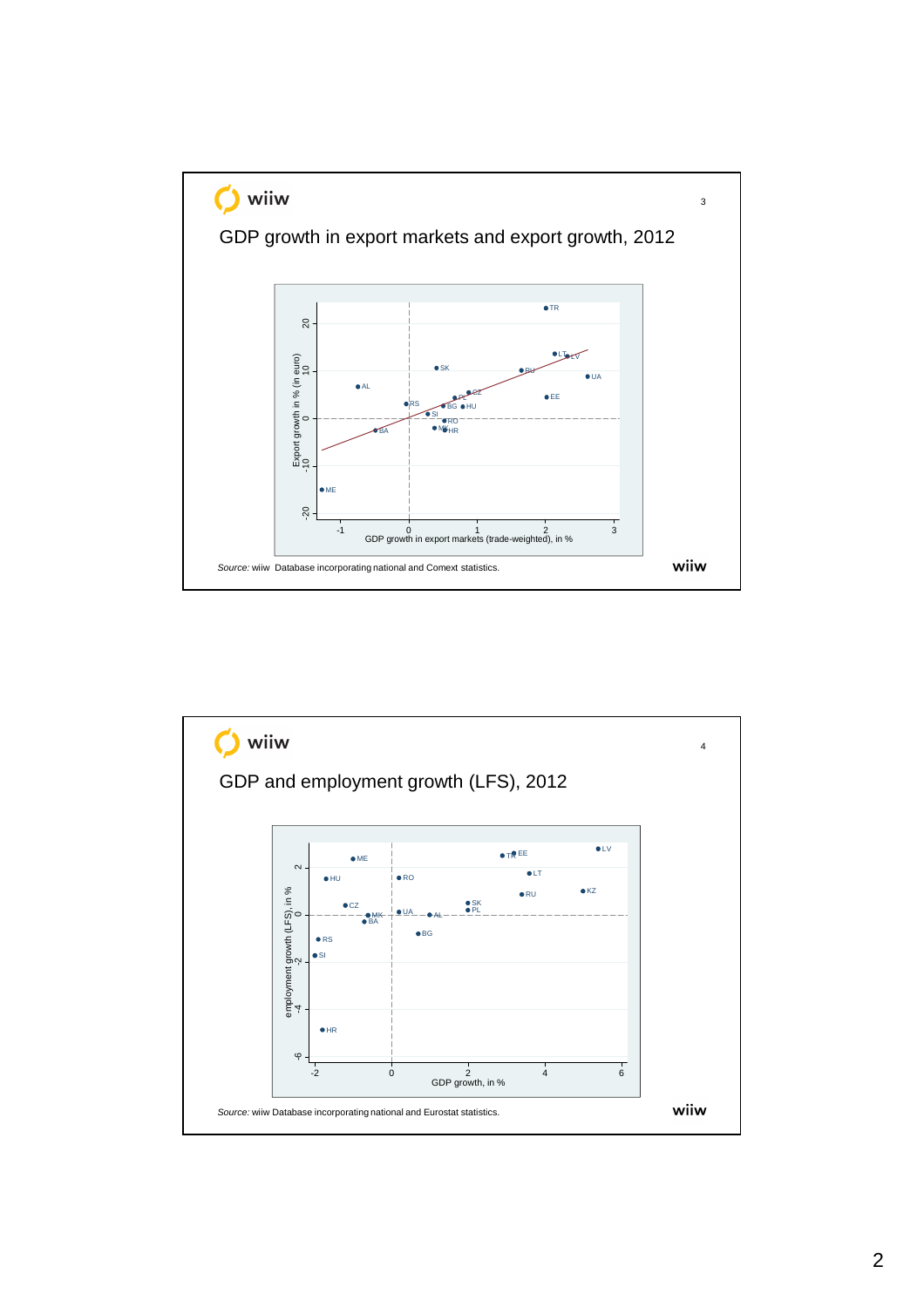## GDP growth in export markets and export growth, 2012

Export growth in % (in euro) vs. GDP growth in export markets (trade-weighted), in %

*Source:* wiiw Database incorporating national and Comext statistics.

## GDP and employment growth (LFS), 2012

employment growth (LFS), in % vs. GDP growth, in %

*Source:* wiiw Database incorporating national and Eurostat statistics.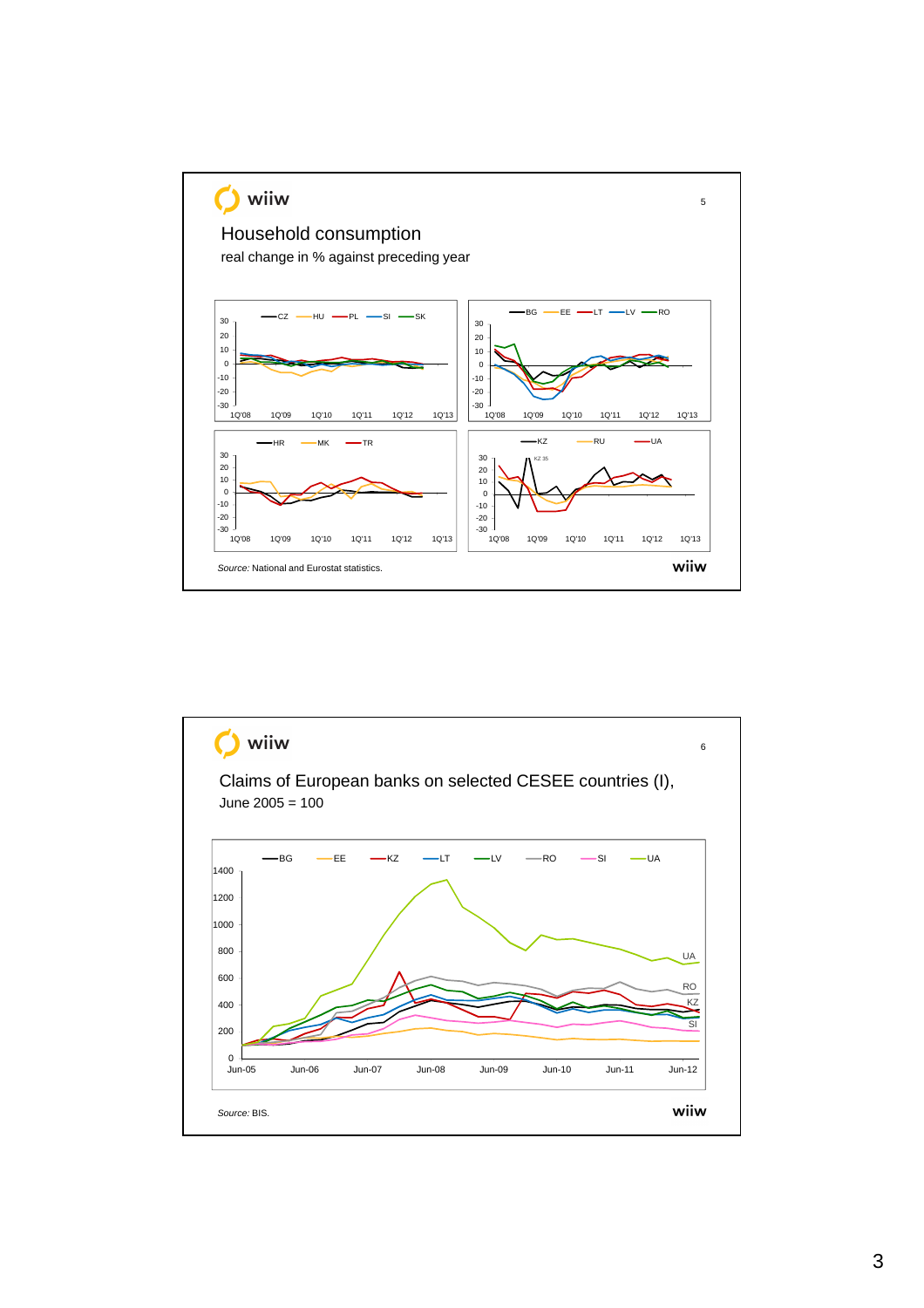## Household consumption

real change in % against preceding year

Source: National and Eurostat statistics.

## Claims of European banks on selected CESEE countries (I), June 2005 = 100

Source: BIS.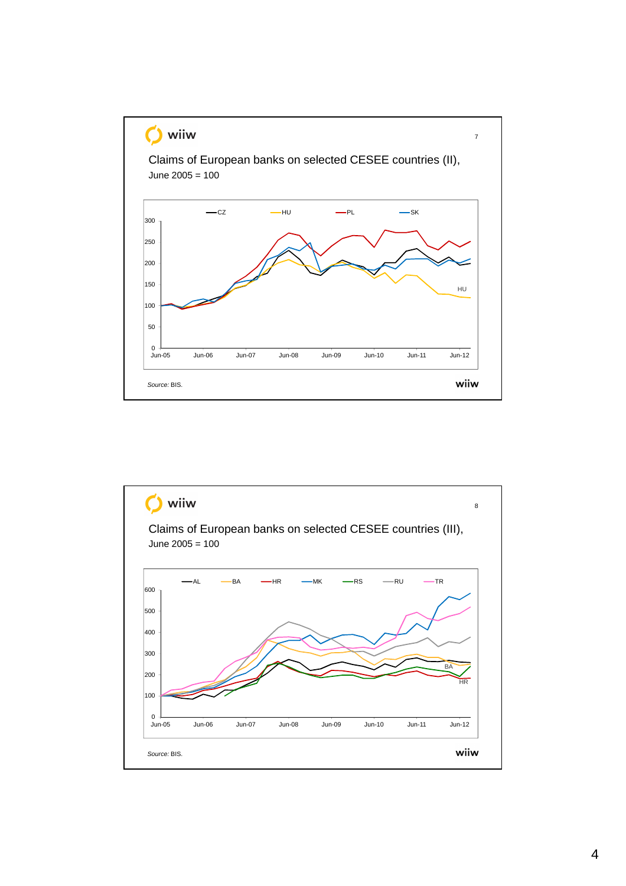## Claims of European banks on selected CESEE countries (II), June 2005 = 100

Legend: CZ, HU, PL, SK

Source: BIS.

## Claims of European banks on selected CESEE countries (III), June 2005 = 100

Legend: AL, BA, HR, MK, RS, RU, TR

Source: BIS.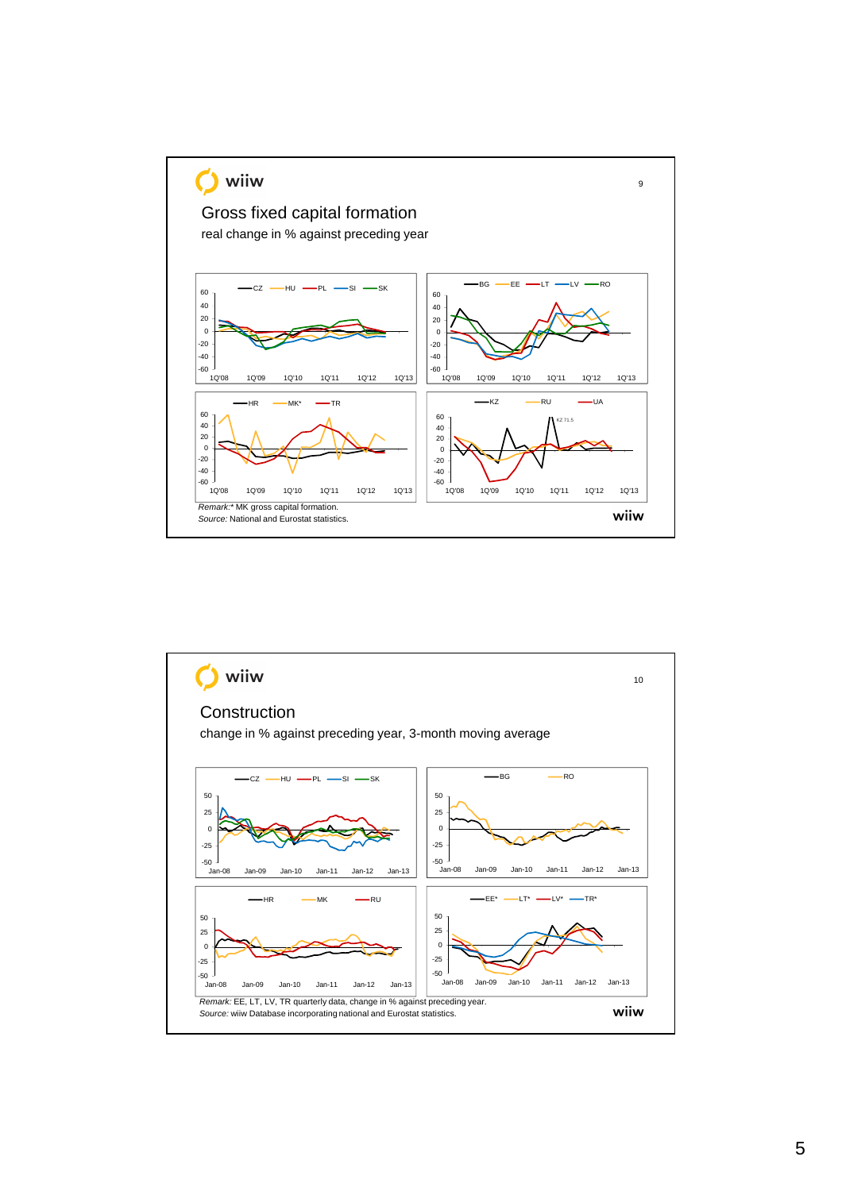## Gross fixed capital formation

real change in % against preceding year

*Remark:** MK gross capital formation.
*Source:* National and Eurostat statistics.

## Construction

change in % against preceding year, 3-month moving average

*Remark:* EE, LT, LV, TR quarterly data, change in % against preceding year.
*Source:* wiiw Database incorporating national and Eurostat statistics.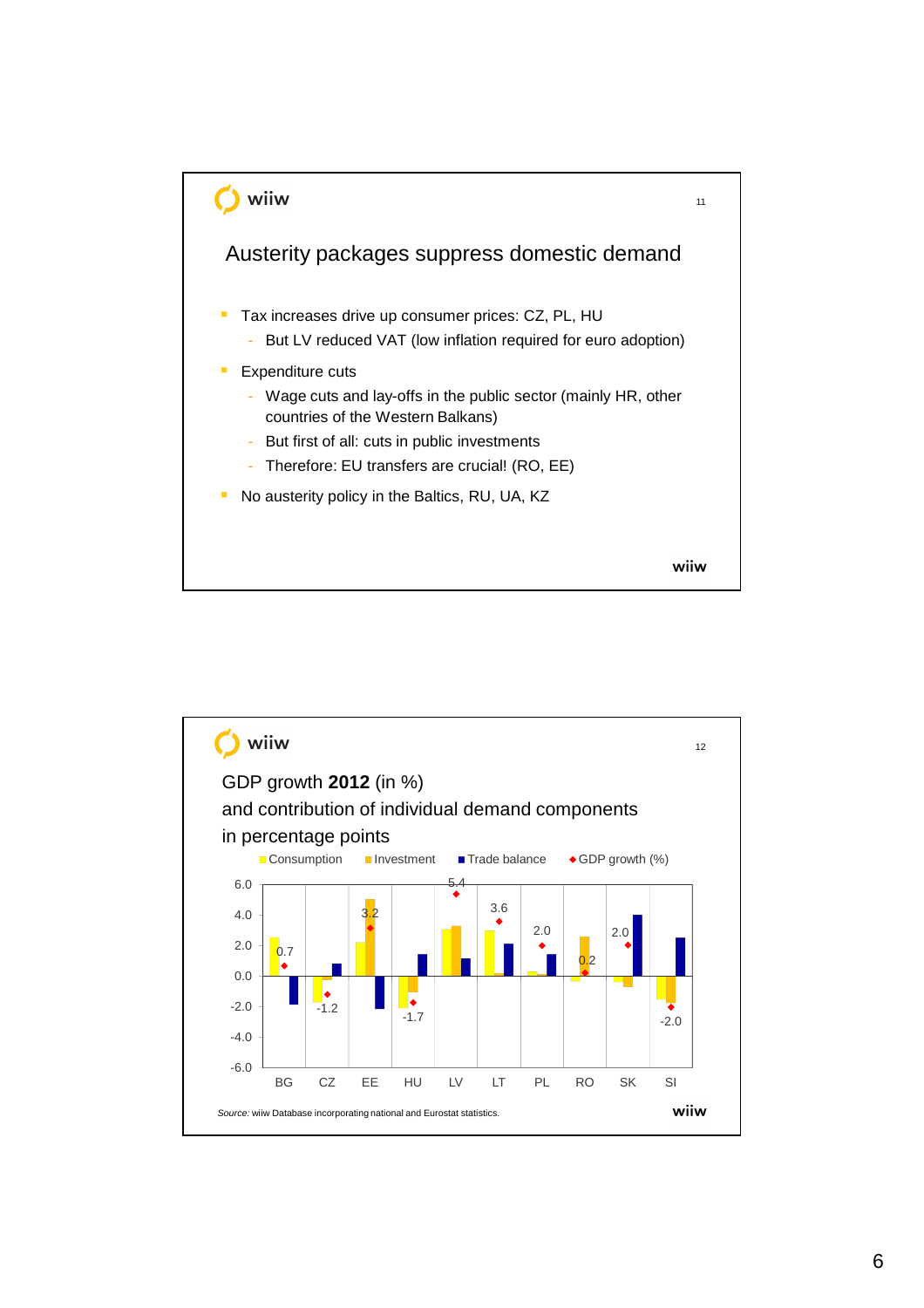## Austerity packages suppress domestic demand

- Tax increases drive up consumer prices: CZ, PL, HU
  - But LV reduced VAT (low inflation required for euro adoption)
- Expenditure cuts
  - Wage cuts and lay-offs in the public sector (mainly HR, other countries of the Western Balkans)
  - But first of all: cuts in public investments
  - Therefore: EU transfers are crucial! (RO, EE)
- No austerity policy in the Baltics, RU, UA, KZ

## GDP growth **2012** (in %) and contribution of individual demand components in percentage points

Legend: Consumption, Investment, Trade balance, GDP growth (%)

| | BG | CZ | EE | HU | LV | LT | PL | RO | SK | SI |
|---|---|---|---|---|---|---|---|---|---|---|
| GDP growth (%) | 0.7 | -1.2 | 3.2 | -1.7 | 5.4 | 3.6 | 2.0 | 0.2 | 2.0 | -2.0 |

*Source:* wiiw Database incorporating national and Eurostat statistics.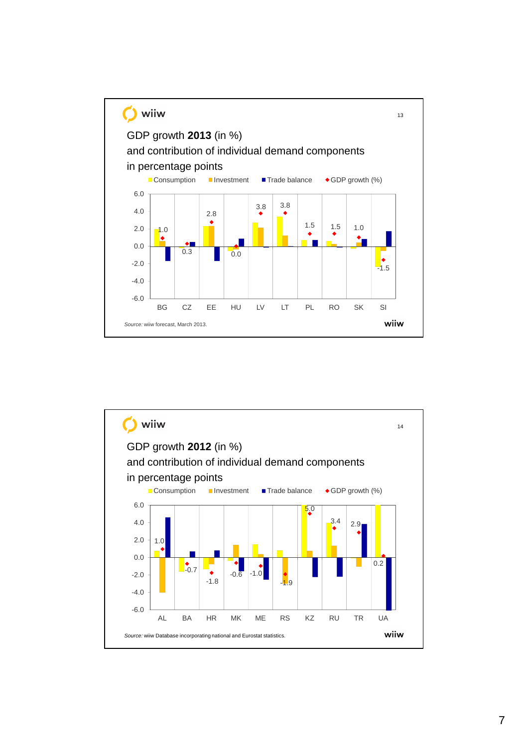GDP growth **2013** (in %)
and contribution of individual demand components
in percentage points

Consumption | Investment | Trade balance | GDP growth (%)

| | BG | CZ | EE | HU | LV | LT | PL | RO | SK | SI |
|---|---|---|---|---|---|---|---|---|---|---|
| GDP growth (%) | 1.0 | 0.3 | 2.8 | 0.0 | 3.8 | 3.8 | 1.5 | 1.5 | 1.0 | -1.5 |

*Source:* wiiw forecast, March 2013.

GDP growth **2012** (in %)
and contribution of individual demand components
in percentage points

Consumption | Investment | Trade balance | GDP growth (%)

| | AL | BA | HR | MK | ME | RS | KZ | RU | TR | UA |
|---|---|---|---|---|---|---|---|---|---|---|
| GDP growth (%) | 1.0 | -0.7 | -1.8 | -0.6 | -1.0 | -1.9 | 5.0 | 3.4 | 2.9 | 0.2 |

*Source:* wiiw Database incorporating national and Eurostat statistics.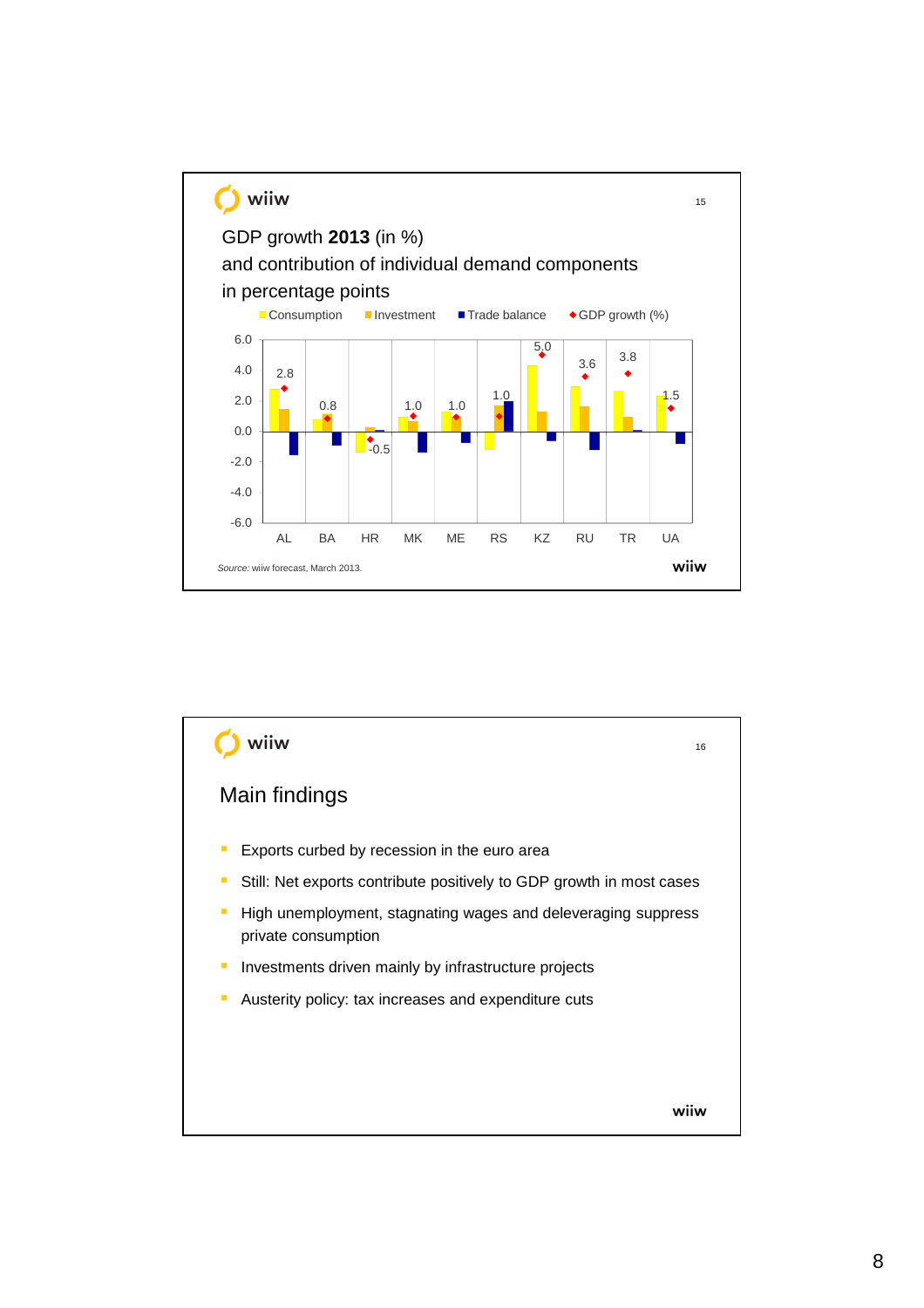## GDP growth **2013** (in %) and contribution of individual demand components in percentage points

Consumption | Investment | Trade balance | GDP growth (%)

| | AL | BA | HR | MK | ME | RS | KZ | RU | TR | UA |
|---|---|---|---|---|---|---|---|---|---|---|
| GDP growth (%) | 2.8 | 0.8 | -0.5 | 1.0 | 1.0 | 1.0 | 5.0 | 3.6 | 3.8 | 1.5 |

*Source:* wiiw forecast, March 2013.

## Main findings

- Exports curbed by recession in the euro area
- Still: Net exports contribute positively to GDP growth in most cases
- High unemployment, stagnating wages and deleveraging suppress private consumption
- Investments driven mainly by infrastructure projects
- Austerity policy: tax increases and expenditure cuts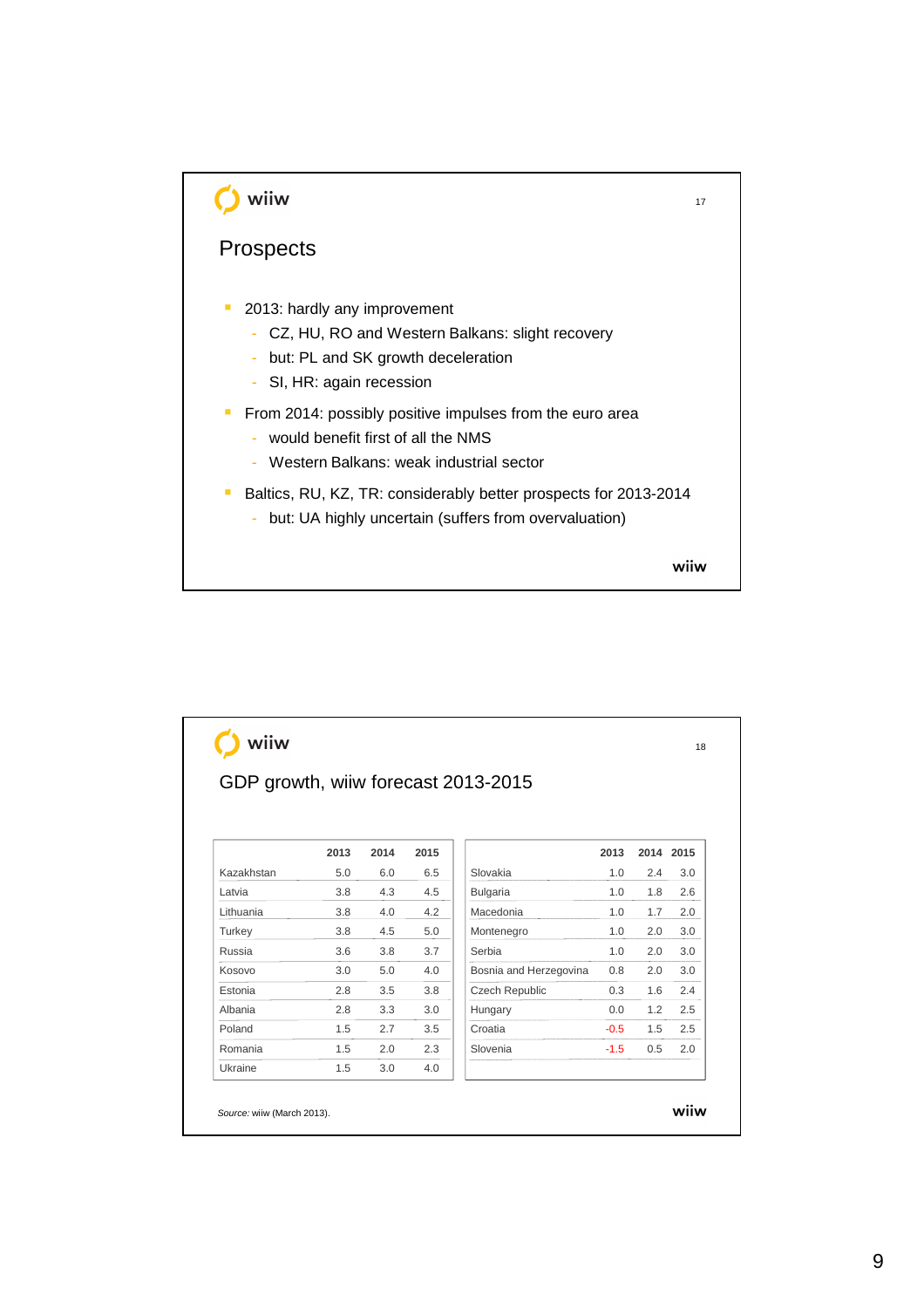## Prospects

- 2013: hardly any improvement
  - CZ, HU, RO and Western Balkans: slight recovery
  - but: PL and SK growth deceleration
  - SI, HR: again recession
- From 2014: possibly positive impulses from the euro area
  - would benefit first of all the NMS
  - Western Balkans: weak industrial sector
- Baltics, RU, KZ, TR: considerably better prospects for 2013-2014
  - but: UA highly uncertain (suffers from overvaluation)

wiiw

## GDP growth, wiiw forecast 2013-2015

| | 2013 | 2014 | 2015 |
|---|---|---|---|
| Kazakhstan | 5.0 | 6.0 | 6.5 |
| Latvia | 3.8 | 4.3 | 4.5 |
| Lithuania | 3.8 | 4.0 | 4.2 |
| Turkey | 3.8 | 4.5 | 5.0 |
| Russia | 3.6 | 3.8 | 3.7 |
| Kosovo | 3.0 | 5.0 | 4.0 |
| Estonia | 2.8 | 3.5 | 3.8 |
| Albania | 2.8 | 3.3 | 3.0 |
| Poland | 1.5 | 2.7 | 3.5 |
| Romania | 1.5 | 2.0 | 2.3 |
| Ukraine | 1.5 | 3.0 | 4.0 |

| | 2013 | 2014 | 2015 |
|---|---|---|---|
| Slovakia | 1.0 | 2.4 | 3.0 |
| Bulgaria | 1.0 | 1.8 | 2.6 |
| Macedonia | 1.0 | 1.7 | 2.0 |
| Montenegro | 1.0 | 2.0 | 3.0 |
| Serbia | 1.0 | 2.0 | 3.0 |
| Bosnia and Herzegovina | 0.8 | 2.0 | 3.0 |
| Czech Republic | 0.3 | 1.6 | 2.4 |
| Hungary | 0.0 | 1.2 | 2.5 |
| Croatia | -0.5 | 1.5 | 2.5 |
| Slovenia | -1.5 | 0.5 | 2.0 |

*Source:* wiiw (March 2013).

wiiw